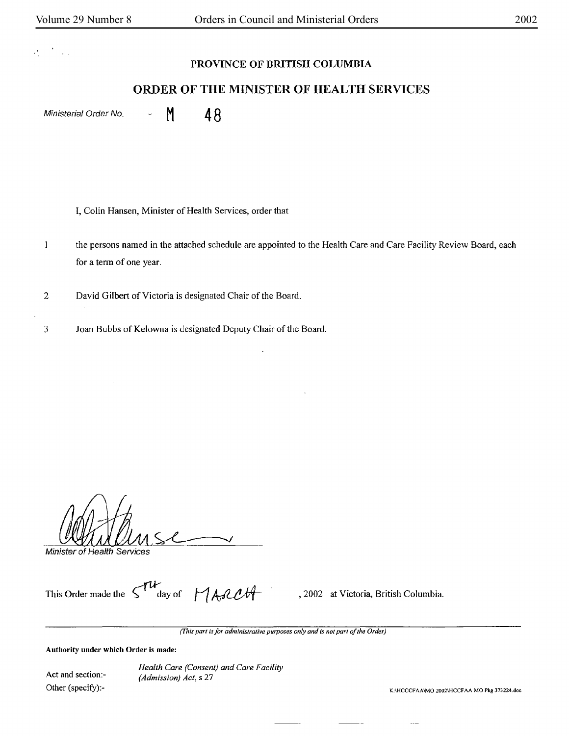**PROVINCE OF BRITISH COLUMBIA**

## ORDER OF THE MINISTER OF HEALTH SERVICES

*Ministerial Order No.* - M 48

I, Colin Hansen, Minister of Health Services, order that

1 the persons named in the attached schedule are appointed to the Health Care and Care Facility Review Board, each for a term of one year.

2 David Gilbert of Victoria is designated Chair of the Board.

3 Joan Bubbs of Kelowna is designated Deputy Chair of the Board.

*Minister of Health Services*

This Order made the 5th day of MARCH, 2002 at Victoria, British Columbia.

*(This part is for administrative purposes only and is not part of the Order)*

**Authority under which Order is made:**

Act and section:- *Health Care (Consent) and Care Facility (Admission) Act*, s 27

Other (specify):-

K:\HCCCFAA\MO 2002\HCCFAA MO Pkg 373224.doc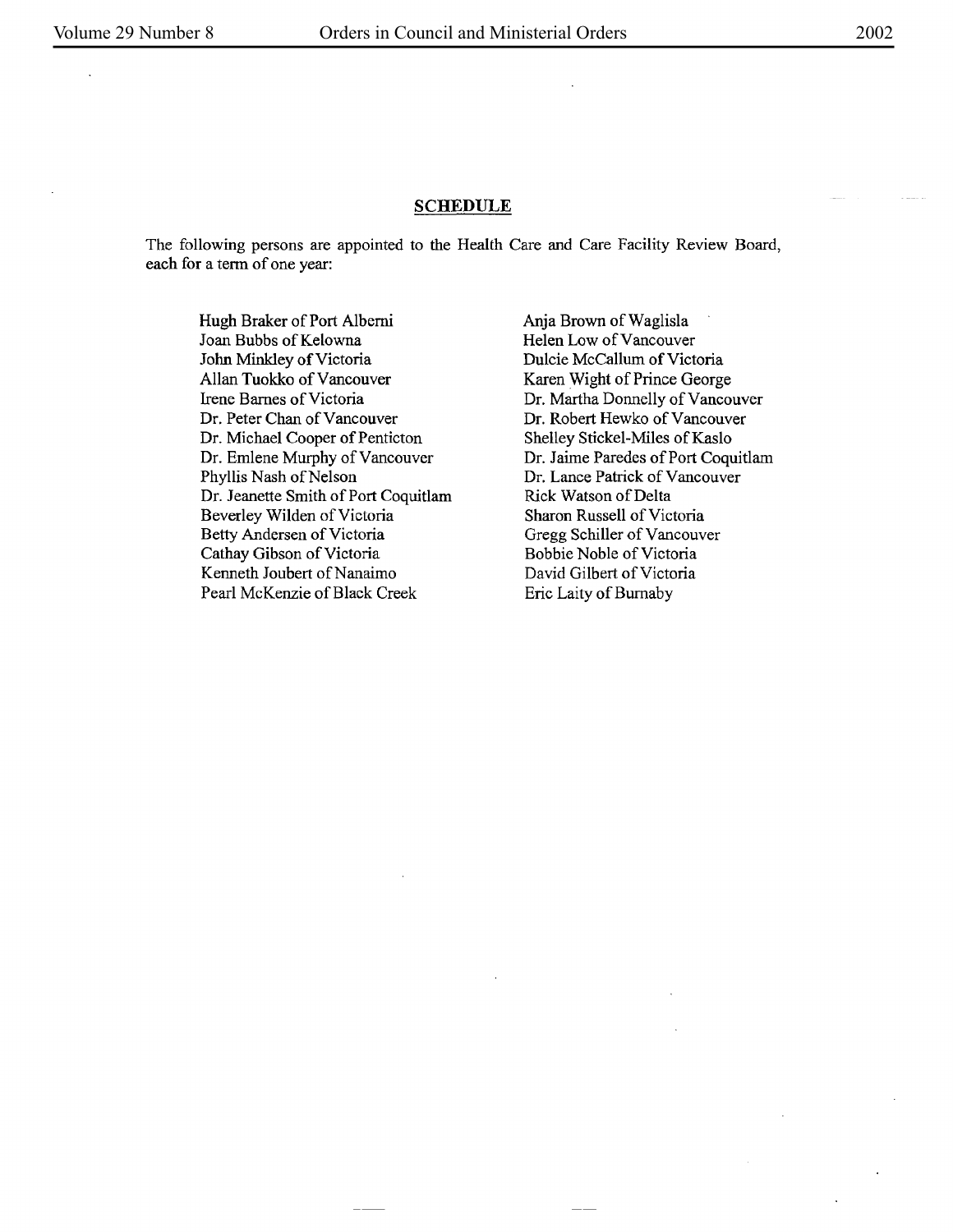## SCHEDULE

The following persons are appointed to the Health Care and Care Facility Review Board, each for a term of one year:

Hugh Braker of Port Alberni
Joan Bubbs of Kelowna
John Minkley of Victoria
Allan Tuokko of Vancouver
Irene Barnes of Victoria
Dr. Peter Chan of Vancouver
Dr. Michael Cooper of Penticton
Dr. Emlene Murphy of Vancouver
Phyllis Nash of Nelson
Dr. Jeanette Smith of Port Coquitlam
Beverley Wilden of Victoria
Betty Andersen of Victoria
Cathay Gibson of Victoria
Kenneth Joubert of Nanaimo
Pearl McKenzie of Black Creek
Anja Brown of Waglisla
Helen Low of Vancouver
Dulcie McCallum of Victoria
Karen Wight of Prince George
Dr. Martha Donnelly of Vancouver
Dr. Robert Hewko of Vancouver
Shelley Stickel-Miles of Kaslo
Dr. Jaime Paredes of Port Coquitlam
Dr. Lance Patrick of Vancouver
Rick Watson of Delta
Sharon Russell of Victoria
Gregg Schiller of Vancouver
Bobbie Noble of Victoria
David Gilbert of Victoria
Eric Laity of Burnaby